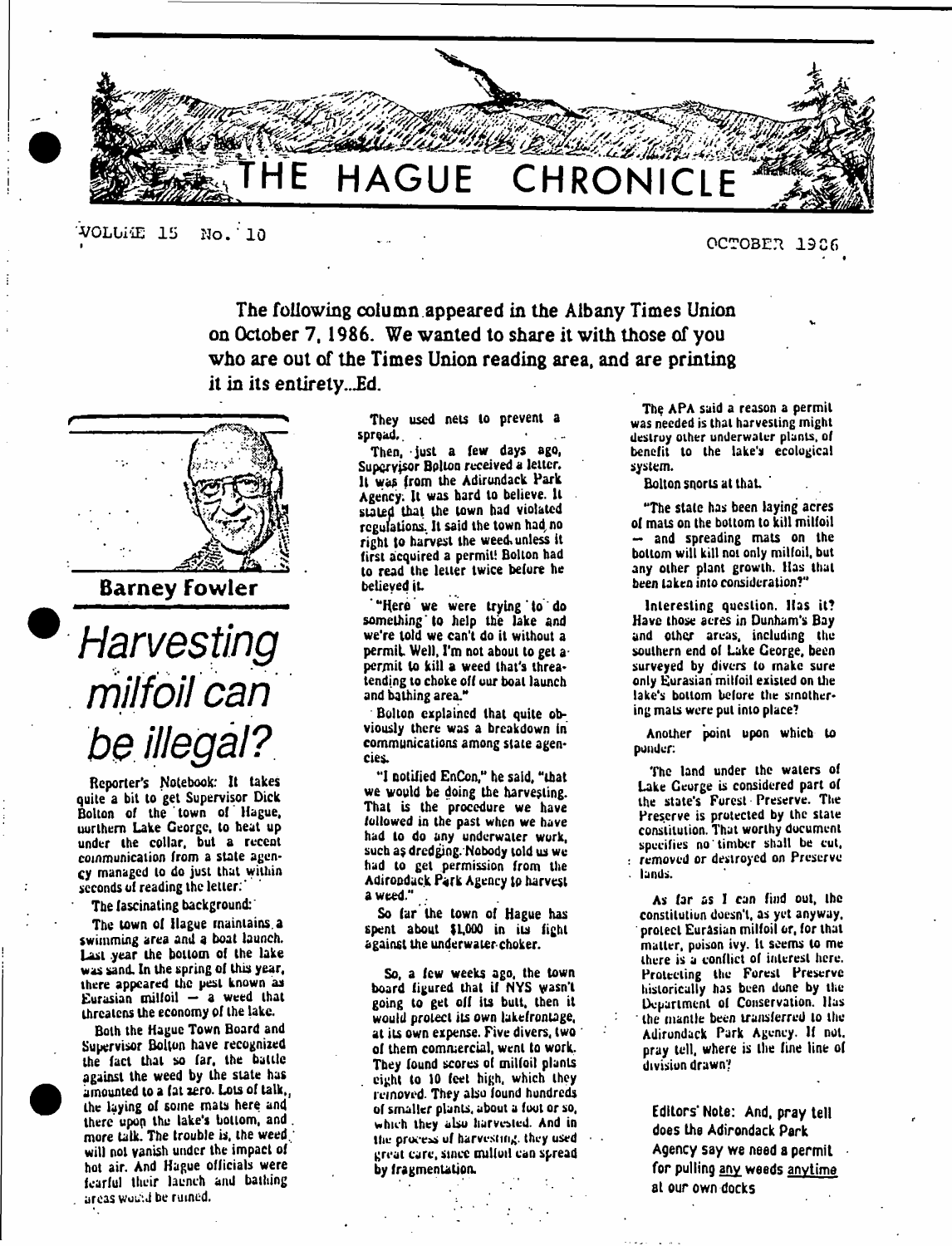# THE HAGUE CHRONICLE

VOLUME 15 No. 10 OCTOBER 1986

**The following column appeared in the Albany Times Union on October 7, 1986. We wanted to share it with those of you who are out of the Times Union reading area, and are printing it in its entirety...Ed.**

**Barney Fowler**

# *Harvesting milfoil can be illegal?*

Reporter's Notebook: It takes quite a bit to get Supervisor Dick Bolton of the town of Hague, northern Lake George, to heat up under the collar, but a recent communication from a state agency managed to do just that within seconds of reading the letter.

The fascinating background:

The town of Hague maintains a swimming area and a boat launch. Last year the bottom of the lake was sand. In the spring of this year, there appeared the pest known as Eurasian milfoil — a weed that threatens the economy of the lake.

Both the Hague Town Board and Supervisor Bolton have recognized the fact that so far, the battle against the weed by the state has amounted to a fat zero. Lots of talk, the laying of some mats here and there upon the lake's bottom, and more talk. The trouble is, the weed will not vanish under the impact of hot air. And Hague officials were fearful their launch and bathing areas would be ruined.

So, a few weeks ago, the town board figured that if NYS wasn't going to get off its butt, then it would protect its own lakefrontage, at its own expense. Five divers, two of them commercial, went to work. They found scores of milfoil plants eight to 10 feet high, which they removed. They also found hundreds of smaller plants, about a foot or so, which they also harvested. And in the process of harvesting, they used great care, since milfoil can spread by fragmentation.

They used nets to prevent a spread.

Then, just a few days ago, Supervisor Bolton received a letter. It was from the Adirondack Park Agency. It was hard to believe. It stated that the town had violated regulations. It said the town had no right to harvest the weed unless it first acquired a permit! Bolton had to read the letter twice before he believed it.

"Here we were trying to do something to help the lake and we're told we can't do it without a permit. Well, I'm not about to get a permit to kill a weed that's threatening to choke off our boat launch and bathing area."

Bolton explained that quite obviously there was a breakdown in communications among state agencies.

"I notified EnCon," he said, "that we would be doing the harvesting. That is the procedure we have followed in the past when we have had to do any underwater work, such as dredging. Nobody told us we had to get permission from the Adirondack Park Agency to harvest a weed."

So far the town of Hague has spent about $1,000 in its fight against the underwater choker.

The APA said a reason a permit was needed is that harvesting might destroy other underwater plants, of benefit to the lake's ecological system.

Bolton snorts at that.

"The state has been laying acres of mats on the bottom to kill milfoil — and spreading mats on the bottom will kill not only milfoil, but any other plant growth. Has that been taken into consideration?"

Interesting question. Has it? Have those acres in Dunham's Bay and other areas, including the southern end of Lake George, been surveyed by divers to make sure only Eurasian milfoil existed on the lake's bottom before the smothering mats were put into place?

Another point upon which to ponder:

The land under the waters of Lake George is considered part of the state's Forest Preserve. The Preserve is protected by the state constitution. That worthy document specifies no timber shall be cut, removed or destroyed on Preserve lands.

As far as I can find out, the constitution doesn't, as yet anyway, protect Eurasian milfoil or, for that matter, poison ivy. It seems to me there is a conflict of interest here. Protecting the Forest Preserve historically has been done by the Department of Conservation. Has the mantle been transferred to the Adirondack Park Agency. If not, pray tell, where is the fine line of division drawn?

**Editors' Note: And, pray tell does the Adirondack Park Agency say we need a permit for pulling <u>any</u> weeds <u>anytime</u> at our own docks**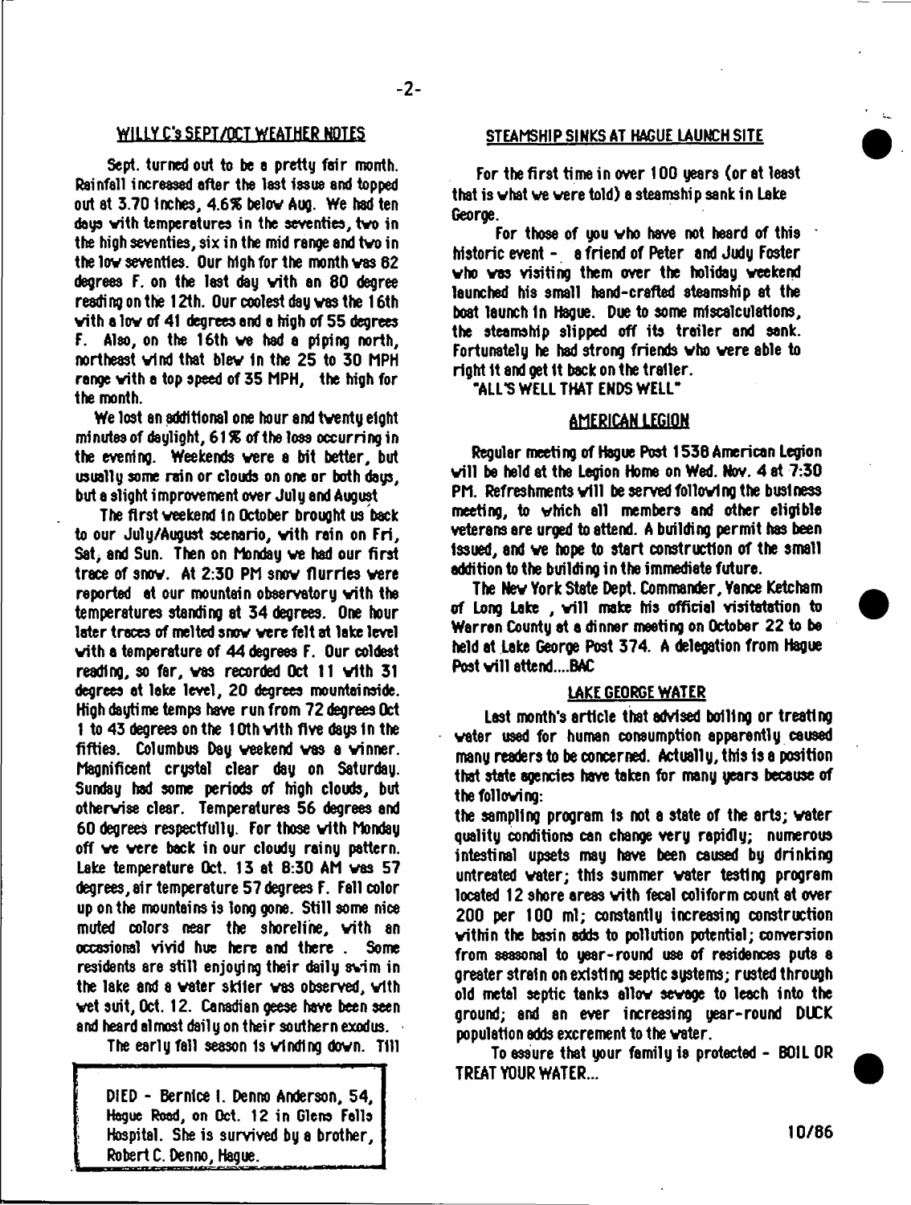## WILLY C's SEPT/OCT WEATHER NOTES

Sept. turned out to be a pretty fair month. Rainfall increased after the last issue and topped out at 3.70 inches, 4.6% below Aug. We had ten days with temperatures in the seventies, two in the high seventies, six in the mid range and two in the low seventies. Our high for the month was 82 degrees F. on the last day with an 80 degree reading on the 12th. Our coolest day was the 16th with a low of 41 degrees and a high of 55 degrees F. Also, on the 16th we had a piping north, northeast wind that blew in the 25 to 30 MPH range with a top speed of 35 MPH, the high for the month.

We lost an additional one hour and twenty eight minutes of daylight, 61% of the loss occurring in the evening. Weekends were a bit better, but usually some rain or clouds on one or both days, but a slight improvement over July and August

The first weekend in October brought us back to our July/August scenario, with rain on Fri, Sat, and Sun. Then on Monday we had our first trace of snow. At 2:30 PM snow flurries were reported at our mountain observatory with the temperatures standing at 34 degrees. One hour later traces of melted snow were felt at lake level with a temperature of 44 degrees F. Our coldest reading, so far, was recorded Oct 11 with 31 degrees at lake level, 20 degrees mountainside. High daytime temps have run from 72 degrees Oct 1 to 43 degrees on the 10th with five days in the fifties. Columbus Day weekend was a winner. Magnificent crystal clear day on Saturday. Sunday had some periods of high clouds, but otherwise clear. Temperatures 56 degrees and 60 degrees respectfully. For those with Monday off we were back in our cloudy rainy pattern. Lake temperature Oct. 13 at 8:30 AM was 57 degrees, air temperature 57 degrees F. Fall color up on the mountains is long gone. Still some nice muted colors near the shoreline, with an occasional vivid hue here and there . Some residents are still enjoying their daily swim in the lake and a water skiier was observed, with wet suit, Oct. 12. Canadian geese have been seen and heard almost daily on their southern exodus.

The early fall season is winding down. Till

DIED - Bernice I. Denno Anderson, 54, Hague Road, on Oct. 12 in Glens Falls Hospital. She is survived by a brother, Robert C. Denno, Hague.

## STEAMSHIP SINKS AT HAGUE LAUNCH SITE

For the first time in over 100 years (or at least that is what we were told) a steamship sank in Lake George.

For those of you who have not heard of this historic event - a friend of Peter and Judy Foster who was visiting them over the holiday weekend launched his small hand-crafted steamship at the boat launch in Hague. Due to some miscalculations, the steamship slipped off its trailer and sank. Fortunately he had strong friends who were able to right it and get it back on the trailer.

"ALL'S WELL THAT ENDS WELL"

## AMERICAN LEGION

Regular meeting of Hague Post 1538 American Legion will be held at the Legion Home on Wed. Nov. 4 at 7:30 PM. Refreshments will be served following the business meeting, to which all members and other eligible veterans are urged to attend. A building permit has been issued, and we hope to start construction of the small addition to the building in the immediate future.

The New York State Dept. Commander, Yance Ketcham of Long Lake , will make his official visitatation to Warren County at a dinner meeting on October 22 to be held at Lake George Post 374. A delegation from Hague Post will attend....BAC

## LAKE GEORGE WATER

Last month's article that advised boiling or treating water used for human consumption apparently caused many readers to be concerned. Actually, this is a position that state agencies have taken for many years because of the following:

the sampling program is not a state of the arts; water quality conditions can change very rapidly; numerous intestinal upsets may have been caused by drinking untreated water; this summer water testing program located 12 shore areas with fecal coliform count at over 200 per 100 ml; constantly increasing construction within the basin adds to pollution potential; conversion from seasonal to year-round use of residences puts a greater strain on existing septic systems; rusted through old metal septic tanks allow sewage to leach into the ground; and an ever increasing year-round DUCK population adds excrement to the water.

To assure that your family is protected - BOIL OR TREAT YOUR WATER...

10/86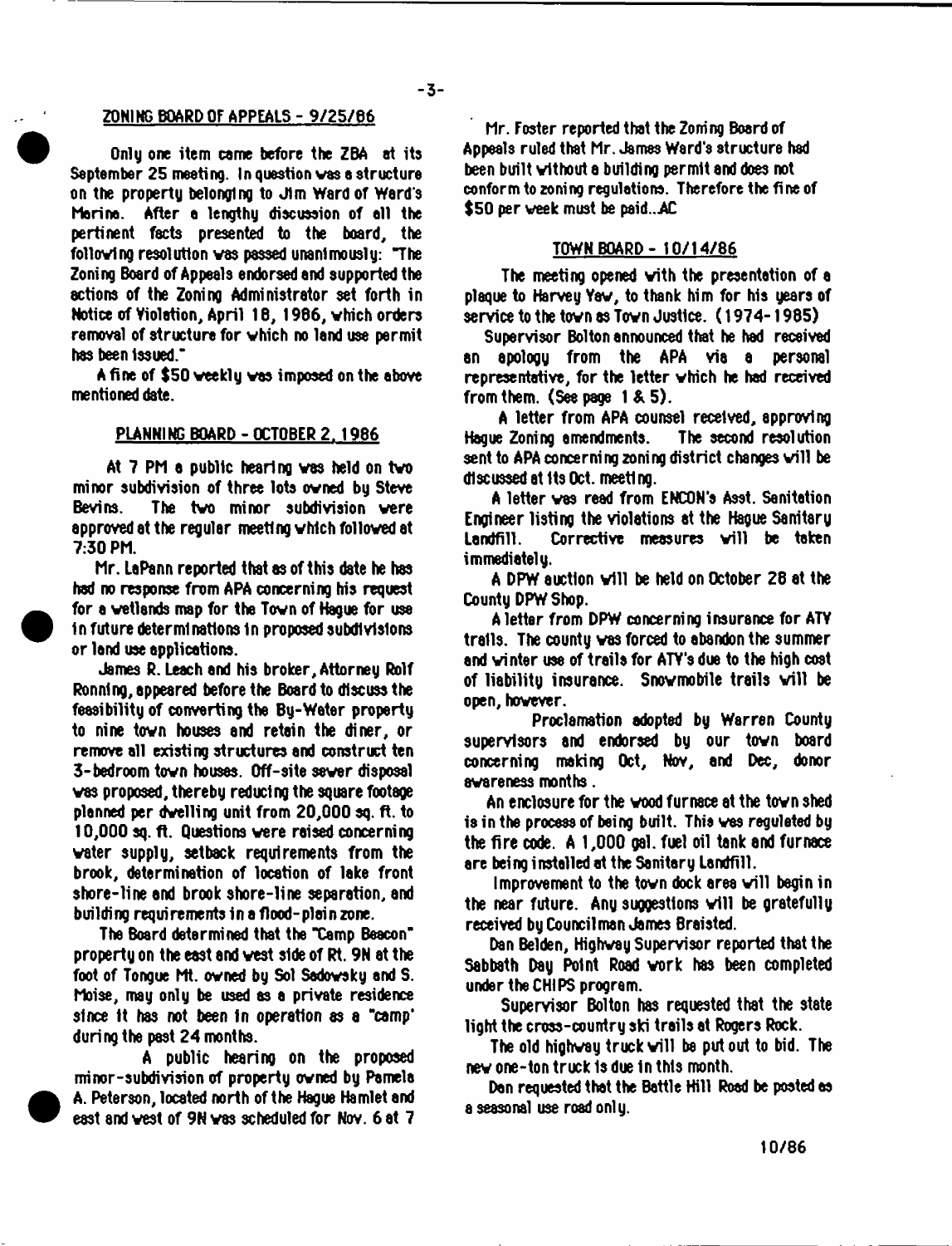## ZONING BOARD OF APPEALS - 9/25/86

Only one item came before the ZBA at its September 25 meeting. In question was a structure on the property belonging to Jim Ward of Ward's Marine. After a lengthy discussion of all the pertinent facts presented to the board, the following resolution was passed unanimously: "The Zoning Board of Appeals endorsed and supported the actions of the Zoning Administrator set forth in Notice of Violation, April 18, 1986, which orders removal of structure for which no land use permit has been issued."

A fine of $50 weekly was imposed on the above mentioned date.

## PLANNING BOARD - OCTOBER 2, 1986

At 7 PM a public hearing was held on two minor subdivision of three lots owned by Steve Bevins. The two minor subdivision were approved at the regular meeting which followed at 7:30 PM.

Mr. LaPann reported that as of this date he has had no response from APA concerning his request for a wetlands map for the Town of Hague for use in future determinations in proposed subdivisions or land use applications.

James R. Leach and his broker, Attorney Rolf Ronning, appeared before the Board to discuss the feasibility of converting the By-Water property to nine town houses and retain the diner, or remove all existing structures and construct ten 3-bedroom town houses. Off-site sewer disposal was proposed, thereby reducing the square footage planned per dwelling unit from 20,000 sq. ft. to 10,000 sq. ft. Questions were raised concerning water supply, setback requirements from the brook, determination of location of lake front shore-line and brook shore-line separation, and building requirements in a flood-plain zone.

The Board determined that the "Camp Beacon" property on the east and west side of Rt. 9N at the foot of Tongue Mt. owned by Sol Sadowsky and S. Moise, may only be used as a private residence since it has not been in operation as a "camp" during the past 24 months.

A public hearing on the proposed minor-subdivision of property owned by Pamela A. Peterson, located north of the Hague Hamlet and east and west of 9N was scheduled for Nov. 6 at 7

Mr. Foster reported that the Zoning Board of Appeals ruled that Mr. James Ward's structure had been built without a building permit and does not conform to zoning regulations. Therefore the fine of $50 per week must be paid..AC

## TOWN BOARD - 10/14/86

The meeting opened with the presentation of a plaque to Harvey Yaw, to thank him for his years of service to the town as Town Justice. (1974-1985)

Supervisor Bolton announced that he had received an apology from the APA via a personal representative, for the letter which he had received from them. (See page 1 & 5).

A letter from APA counsel received, approving Hague Zoning amendments. The second resolution sent to APA concerning zoning district changes will be discussed at its Oct. meeting.

A letter was read from ENCON's Asst. Sanitation Engineer listing the violations at the Hague Sanitary Landfill. Corrective measures will be taken immediately.

A DPW auction will be held on October 28 at the County DPW Shop.

A letter from DPW concerning insurance for ATV trails. The county was forced to abandon the summer and winter use of trails for ATV's due to the high cost of liability insurance. Snowmobile trails will be open, however.

Proclamation adopted by Warren County supervisors and endorsed by our town board concerning making Oct, Nov, and Dec, donor awareness months.

An enclosure for the wood furnace at the town shed is in the process of being built. This was regulated by the fire code. A 1,000 gal. fuel oil tank and furnace are being installed at the Sanitary Landfill.

Improvement to the town dock area will begin in the near future. Any suggestions will be gratefully received by Councilman James Braisted.

Dan Belden, Highway Supervisor reported that the Sabbath Day Point Road work has been completed under the CHIPS program.

Supervisor Bolton has requested that the state light the cross-country ski trails at Rogers Rock.

The old highway truck will be put out to bid. The new one-ton truck is due in this month.

Dan requested that the Battle Hill Road be posted as a seasonal use road only.

10/86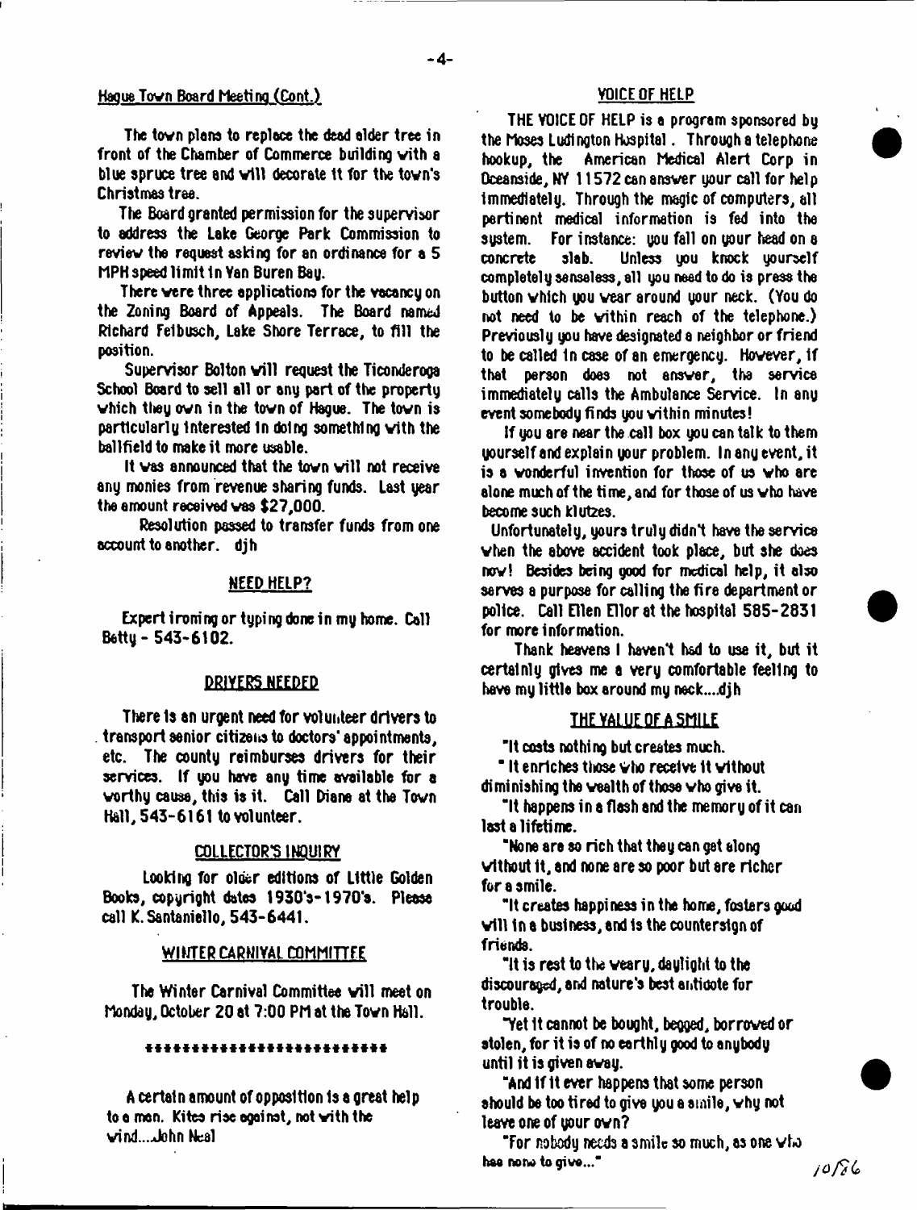## Hague Town Board Meeting (Cont.)

The town plans to replace the dead elder tree in front of the Chamber of Commerce building with a blue spruce tree and will decorate it for the town's Christmas tree.

The Board granted permission for the supervisor to address the Lake George Park Commission to review the request asking for an ordinance for a 5 MPH speed limit in Van Buren Bay.

There were three applications for the vacancy on the Zoning Board of Appeals. The Board named Richard Feibusch, Lake Shore Terrace, to fill the position.

Supervisor Bolton will request the Ticonderoga School Board to sell all or any part of the property which they own in the town of Hague. The town is particularly interested in doing something with the ballfield to make it more usable.

It was announced that the town will not receive any monies from revenue sharing funds. Last year the amount received was $27,000.

Resolution passed to transfer funds from one account to another. djh

## NEED HELP?

Expert ironing or typing done in my home. Call Betty - 543-6102.

## DRIVERS NEEDED

There is an urgent need for volunteer drivers to transport senior citizens to doctors' appointments, etc. The county reimburses drivers for their services. If you have any time available for a worthy cause, this is it. Call Diane at the Town Hall, 543-6161 to volunteer.

## COLLECTOR'S INQUIRY

Looking for older editions of Little Golden Books, copyright dates 1930's-1970's. Please call K. Santaniello, 543-6441.

## WINTER CARNIVAL COMMITTEE

The Winter Carnival Committee will meet on Monday, October 20 at 7:00 PM at the Town Hall.

\*\*\*\*\*\*\*\*\*\*\*\*\*\*\*\*\*\*\*\*\*\*\*\*\*

A certain amount of opposition is a great help to a man. Kites rise against, not with the wind....John Neal

## VOICE OF HELP

THE VOICE OF HELP is a program sponsored by the Moses Ludington Hospital. Through a telephone hookup, the American Medical Alert Corp in Oceanside, NY 11572 can answer your call for help immediately. Through the magic of computers, all pertinent medical information is fed into the system. For instance: you fall on your head on a concrete slab. Unless you knock yourself completely senseless, all you need to do is press the button which you wear around your neck. (You do not need to be within reach of the telephone.) Previously you have designated a neighbor or friend to be called in case of an emergency. However, if that person does not answer, the service immediately calls the Ambulance Service. In any event somebody finds you within minutes!

If you are near the call box you can talk to them yourself and explain your problem. In any event, it is a wonderful invention for those of us who are alone much of the time, and for those of us who have become such klutzes.

Unfortunately, yours truly didn't have the service when the above accident took place, but she does now! Besides being good for medical help, it also serves a purpose for calling the fire department or police. Call Ellen Ellor at the hospital 585-2831 for more information.

Thank heavens I haven't had to use it, but it certainly gives me a very comfortable feeling to have my little box around my neck....djh

## THE VALUE OF A SMILE

"It costs nothing but creates much.

"It enriches those who receive it without diminishing the wealth of those who give it.

"It happens in a flash and the memory of it can last a lifetime.

"None are so rich that they can get along without it, and none are so poor but are richer for a smile.

"It creates happiness in the home, fosters good will in a business, and is the countersign of friends.

"It is rest to the weary, daylight to the discouraged, and nature's best antidote for trouble.

"Yet it cannot be bought, begged, borrowed or stolen, for it is of no earthly good to anybody until it is given away.

"And if it ever happens that some person should be too tired to give you a smile, why not leave one of your own?

"For nobody needs a smile so much, as one who has none to give..."

10/86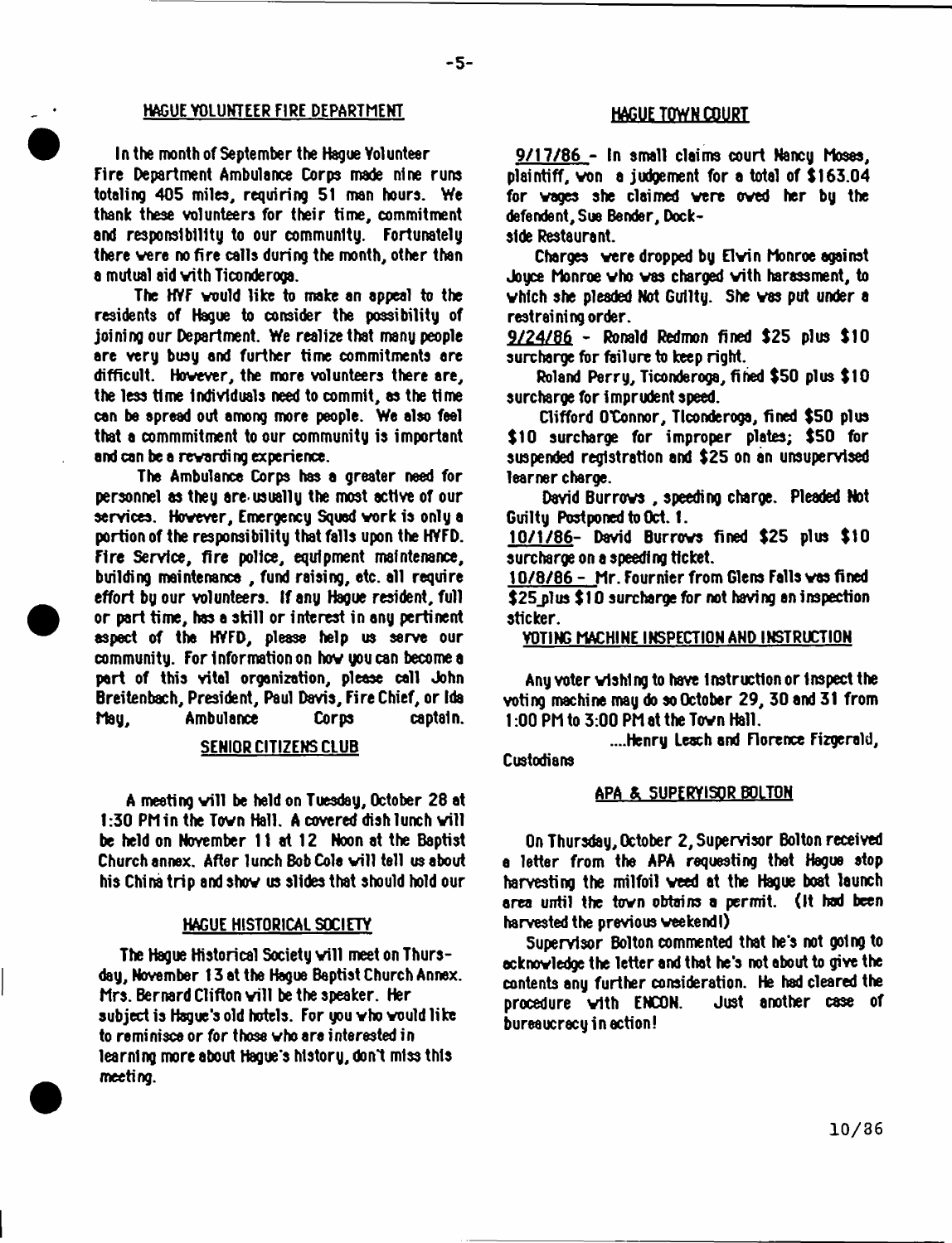## HAGUE VOLUNTEER FIRE DEPARTMENT

In the month of September the Hague Volunteer Fire Department Ambulance Corps made nine runs totaling 405 miles, requiring 51 man hours. We thank these volunteers for their time, commitment and responsibility to our community. Fortunately there were no fire calls during the month, other than a mutual aid with Ticonderoga.

The HVF would like to make an appeal to the residents of Hague to consider the possibility of joining our Department. We realize that many people are very busy and further time commitments are difficult. However, the more volunteers there are, the less time individuals need to commit, as the time can be spread out among more people. We also feel that a commmitment to our community is important and can be a rewarding experience.

The Ambulance Corps has a greater need for personnel as they are usually the most active of our services. However, Emergency Squad work is only a portion of the responsibility that falls upon the HVFD. Fire Service, fire police, equipment maintenance, building maintenance, fund raising, etc. all require effort by our volunteers. If any Hague resident, full or part time, has a skill or interest in any pertinent aspect of the HVFD, please help us serve our community. For information on how you can become a part of this vital organization, please call John Breitenbach, President, Paul Davis, Fire Chief, or Ida May, Ambulance Corps captain.

## SENIOR CITIZENS CLUB

A meeting will be held on Tuesday, October 28 at 1:30 PM in the Town Hall. A covered dish lunch will be held on November 11 at 12 Noon at the Baptist Church annex. After lunch Bob Cole will tell us about his China trip and show us slides that should hold our

## HAGUE HISTORICAL SOCIETY

The Hague Historical Society will meet on Thursday, November 13 at the Hague Baptist Church Annex. Mrs. Bernard Clifton will be the speaker. Her subject is Hague's old hotels. For you who would like to reminisce or for those who are interested in learning more about Hague's history, don't miss this meeting.

## HAGUE TOWN COURT

9/17/86 - In small claims court Nancy Moses, plaintiff, won a judgement for a total of $163.04 for wages she claimed were owed her by the defendant, Sue Bender, Dockside Restaurant.

Charges were dropped by Elvin Monroe against Joyce Monroe who was charged with harassment, to which she pleaded Not Guilty. She was put under a restraining order.

9/24/86 - Ronald Redmon fined $25 plus $10 surcharge for failure to keep right.

Roland Perry, Ticonderoga, fined $50 plus $10 surcharge for imprudent speed.

Clifford O'Connor, Ticonderoga, fined $50 plus $10 surcharge for improper plates; $50 for suspended registration and $25 on an unsupervised learner charge.

David Burrows, speeding charge. Pleaded Not Guilty Postponed to Oct. 1.

10/1/86- David Burrows fined $25 plus $10 surcharge on a speeding ticket.

10/8/86 - Mr. Fournier from Glens Falls was fined $25 plus $10 surcharge for not having an inspection sticker.

### VOTING MACHINE INSPECTION AND INSTRUCTION

Any voter wishing to have instruction or inspect the voting machine may do so October 29, 30 and 31 from 1:00 PM to 3:00 PM at the Town Hall.

....Henry Leach and Florence Fizgerald, Custodians

## APA & SUPERVISOR BOLTON

On Thursday, October 2, Supervisor Bolton received a letter from the APA requesting that Hague stop harvesting the milfoil weed at the Hague boat launch area until the town obtains a permit. (It had been harvested the previous weekend!)

Supervisor Bolton commented that he's not going to acknowledge the letter and that he's not about to give the contents any further consideration. He had cleared the procedure with ENCON. Just another case of bureaucracy in action!

10/86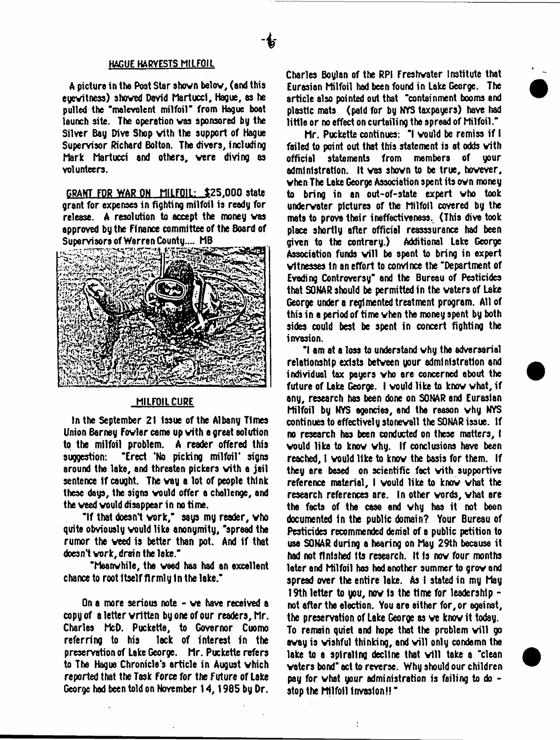## HAGUE HARVESTS MILFOIL

A picture in the Post Star shown below, (and this eyewitness) showed David Martucci, Hague, as he pulled the "malevolent milfoil" from Hague boat launch site. The operation was sponsored by the Silver Bay Dive Shop with the support of Hague Supervisor Richard Bolton. The divers, including Mark Martucci and others, were diving as volunteers.

**GRANT FOR WAR ON MILFOIL:** $25,000 state grant for expenses in fighting milfoil is ready for release. A resolution to accept the money was approved by the Finance committee of the Board of Supervisors of Warren County.... MB

## MILFOIL CURE

In the September 21 issue of the Albany Times Union Barney Fowler came up with a great solution to the milfoil problem. A reader offered this suggestion: "Erect 'No picking milfoil' signs around the lake, and threaten pickers with a jail sentence if caught. The way a lot of people think these days, the signs would offer a challenge, and the weed would disappear in no time.

"If that doesn't work," says my reader, who quite obviously would like anonymity, "spread the rumor the weed is better than pot. And if that doesn't work, drain the lake."

"Meanwhile, the weed has had an excellent chance to root itself firmly in the lake."

On a more serious note - we have received a copy of a letter written by one of our readers, Mr. Charles McD. Puckette, to Governor Cuomo referring to his lack of interest in the preservation of Lake George. Mr. Puckette refers to The Hague Chronicle's article in August which reported that the Task Force for the Future of Lake George had been told on November 14, 1985 by Dr. Charles Boylan of the RPI Freshwater Institute that Eurasian Milfoil had been found in Lake George. The article also pointed out that "containment booms and plastic mats (paid for by NYS taxpayers) have had little or no effect on curtailing the spread of Milfoil."

Mr. Puckette continues: "I would be remiss if I failed to point out that this statement is at odds with official statements from members of your administration. It was shown to be true, however, when The Lake George Association spent its own money to bring in an out-of-state expert who took underwater pictures of the Milfoil covered by the mats to prove their ineffectiveness. (This dive took place shortly after official reasssurance had been given to the contrary.) Additional Lake George Association funds will be spent to bring in expert witnesses in an effort to convince the "Department of Evading Controversy" and the Bureau of Pesticides that SONAR should be permitted in the waters of Lake George under a regimented treatment program. All of this in a period of time when the money spent by both sides could best be spent in concert fighting the invasion.

"I am at a loss to understand why the adversarial relationship exists between your administration and individual tax payers who are concerned about the future of Lake George. I would like to know what, if any, research has been done on SONAR and Eurasian Milfoil by NYS agencies, and the reason why NYS continues to effectively stonewall the SONAR issue. If no research has been conducted on these matters, I would like to know why. If conclusions have been reached, I would like to know the basis for them. If they are based on scientific fact with supportive reference material, I would like to know what the research references are. In other words, what are the facts of the case and why has it not been documented in the public domain? Your Bureau of Pesticides recommended denial of a public petition to use SONAR during a hearing on May 29th because it had not finished its research. It is now four months later and Milfoil has had another summer to grow and spread over the entire lake. As I stated in my May 19th letter to you, now is the time for leadership - not after the election. You are either for, or against, the preservation of Lake George as we know it today. To remain quiet and hope that the problem will go away is wishful thinking, and will only condemn the lake to a spiraling decline that will take a "clean waters bond" act to reverse. Why should our children pay for what your administration is failing to do - stop the Milfoil invasion!!"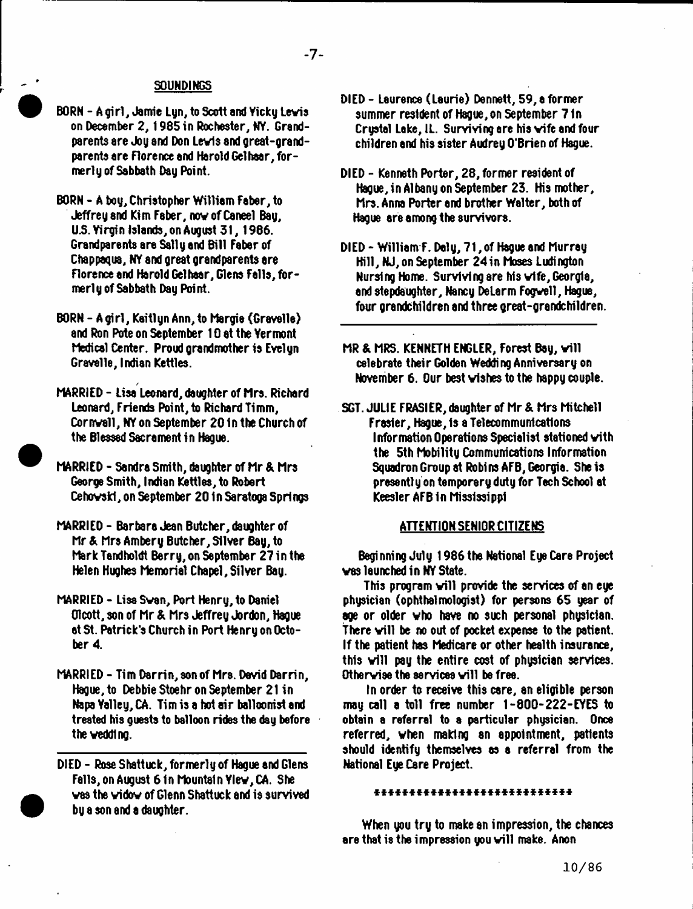## SOUNDINGS

BORN - A girl, Jamie Lyn, to Scott and Vicky Lewis on December 2, 1985 in Rochester, NY. Grandparents are Joy and Don Lewis and great-grandparents are Florence and Harold Gelhaar, formerly of Sabbath Day Point.

BORN - A boy, Christopher William Faber, to Jeffrey and Kim Faber, now of Caneel Bay, U.S. Virgin Islands, on August 31, 1986. Grandparents are Sally and Bill Faber of Chappaqua, NY and great grandparents are Florence and Harold Gelhaar, Glens Falls, formerly of Sabbath Day Point.

BORN - A girl, Kaitlyn Ann, to Margie (Gravelle) and Ron Pote on September 10 at the Vermont Medical Center. Proud grandmother is Evelyn Gravelle, Indian Kettles.

MARRIED - Lisa Leonard, daughter of Mrs. Richard Leonard, Friends Point, to Richard Timm, Cornwall, NY on September 20 in the Church of the Blessed Sacrament in Hague.

MARRIED - Sandra Smith, daughter of Mr & Mrs George Smith, Indian Kettles, to Robert Cehowski, on September 20 in Saratoga Springs

MARRIED - Barbara Jean Butcher, daughter of Mr & Mrs Ambery Butcher, Silver Bay, to Mark Tandholdt Berry, on September 27 in the Helen Hughes Memorial Chapel, Silver Bay.

MARRIED - Lisa Swan, Port Henry, to Daniel Olcott, son of Mr & Mrs Jeffrey Jordon, Hague at St. Patrick's Church in Port Henry on October 4.

MARRIED - Tim Darrin, son of Mrs. David Darrin, Hague, to Debbie Stoehr on September 21 in Napa Valley, CA. Tim is a hot air balloonist and treated his guests to balloon rides the day before the wedding.

---

DIED - Rose Shattuck, formerly of Hague and Glens Falls, on August 6 in Mountain View, CA. She was the widow of Glenn Shattuck and is survived by a son and a daughter.

DIED - Laurence (Laurie) Dennett, 59, a former summer resident of Hague, on September 7 in Crystal Lake, IL. Surviving are his wife and four children and his sister Audrey O'Brien of Hague.

DIED - Kenneth Porter, 28, former resident of Hague, in Albany on September 23. His mother, Mrs. Anna Porter and brother Walter, both of Hague are among the survivors.

DIED - William F. Daly, 71, of Hague and Murray Hill, NJ, on September 24 in Moses Ludington Nursing Home. Surviving are his wife, Georgia, and stepdaughter, Nancy DeLarm Fogwell, Hague, four grandchildren and three great-grandchildren.

---

MR & MRS. KENNETH ENGLER, Forest Bay, will celebrate their Golden Wedding Anniversary on November 6. Our best wishes to the happy couple.

SGT. JULIE FRASIER, daughter of Mr & Mrs Mitchell Frasier, Hague, is a Telecommunications Information Operations Specialist stationed with the 5th Mobility Communications Information Squadron Group at Robins AFB, Georgia. She is presently on temporary duty for Tech School at Keesler AFB in Mississippi

## ATTENTION SENIOR CITIZENS

Beginning July 1986 the National Eye Care Project was launched in NY State.

This program will provide the services of an eye physician (ophthalmologist) for persons 65 year of age or older who have no such personal physician. There will be no out of pocket expense to the patient. If the patient has Medicare or other health insurance, this will pay the entire cost of physician services. Otherwise the services will be free.

In order to receive this care, an eligible person may call a toll free number 1-800-222-EYES to obtain a referral to a particular physician. Once referred, when making an appointment, patients should identify themselves as a referral from the National Eye Care Project.

****************************

When you try to make an impression, the chances are that is the impression you will make. Anon

10/86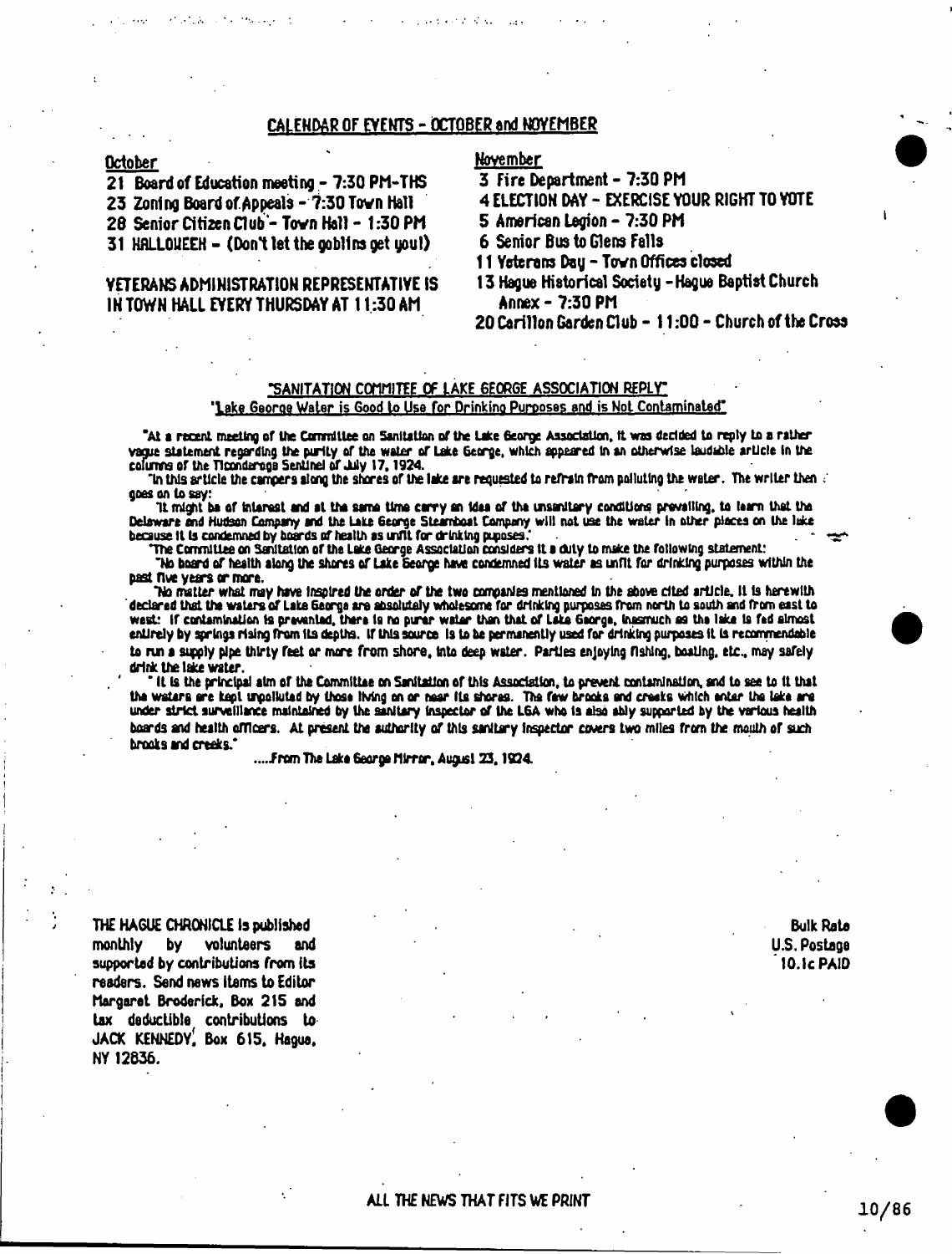## CALENDAR OF EVENTS - OCTOBER and NOVEMBER

**October**

21 Board of Education meeting - 7:30 PM-THS
23 Zoning Board of Appeals - 7:30 Town Hall
28 Senior Citizen Club - Town Hall - 1:30 PM
31 HALLOWEEN - (Don't let the goblins get you!)

**VETERANS ADMINISTRATION REPRESENTATIVE IS IN TOWN HALL EVERY THURSDAY AT 11:30 AM**

**November**

3 Fire Department - 7:30 PM
4 ELECTION DAY - EXERCISE YOUR RIGHT TO VOTE
5 American Legion - 7:30 PM
6 Senior Bus to Glens Falls
11 Veterans Day - Town Offices closed
13 Hague Historical Society - Hague Baptist Church Annex - 7:30 PM
20 Carillon Garden Club - 11:00 - Church of the Cross

## "SANITATION COMMITEE OF LAKE GEORGE ASSOCIATION REPLY"

"Lake George Water is Good to Use for Drinking Purposes and is Not Contaminated"

"At a recent meeting of the Committee on Sanitation of the Lake George Association, it was decided to reply to a rather vague statement regarding the purity of the water of Lake George, which appeared in an otherwise laudable article in the columns of the Ticonderoga Sentinel of July 17, 1924.

"In this article the campers along the shores of the lake are requested to refrain from polluting the water. The writer then goes on to say:

"It might be of interest and at the same time carry an idea of the unsanitary conditions prevailing, to learn that the Delaware and Hudson Company and the Lake George Steamboat Company will not use the water in other places on the lake because it is condemned by boards of health as unfit for drinking puposes."

"The Committee on Sanitation of the Lake George Association considers it a duty to make the following statement:

"No board of health along the shores of Lake George have condemned its water as unfit for drinking purposes within the past five years or more.

"No matter what may have inspired the order of the two companies mentioned in the above cited article, it is herewith declared that the waters of Lake George are absolutely wholesome for drinking purposes from north to south and from east to west: If contamination is prevented, there is no purer water than that of Lake George, inasmuch as the lake is fed almost entirely by springs rising from its depths. If this source is to be permanently used for drinking purposes it is recommendable to run a supply pipe thirty feet or more from shore, into deep water. Parties enjoying fishing, boating, etc., may safely drink the lake water.

"It is the principal aim of the Committee on Sanitation of this Association, to prevent contamination, and to see to it that the waters are kept unpolluted by those living on or near its shores. The few brooks and creeks which enter the lake are under strict surveillance maintained by the sanitary inspector of the LGA who is also ably supported by the various health boards and health officers. At present the authority of this sanitary inspector covers two miles from the mouth of such brooks and creeks."

.....From The Lake George Mirror, August 23, 1924.

THE HAGUE CHRONICLE is published monthly by volunteers and supported by contributions from its readers. Send news items to Editor Margaret Broderick, Box 215 and tax deductible contributions to JACK KENNEDY, Box 615, Hague, NY 12836.

Bulk Rate
U.S. Postage
10.1c PAID

ALL THE NEWS THAT FITS WE PRINT

10/86